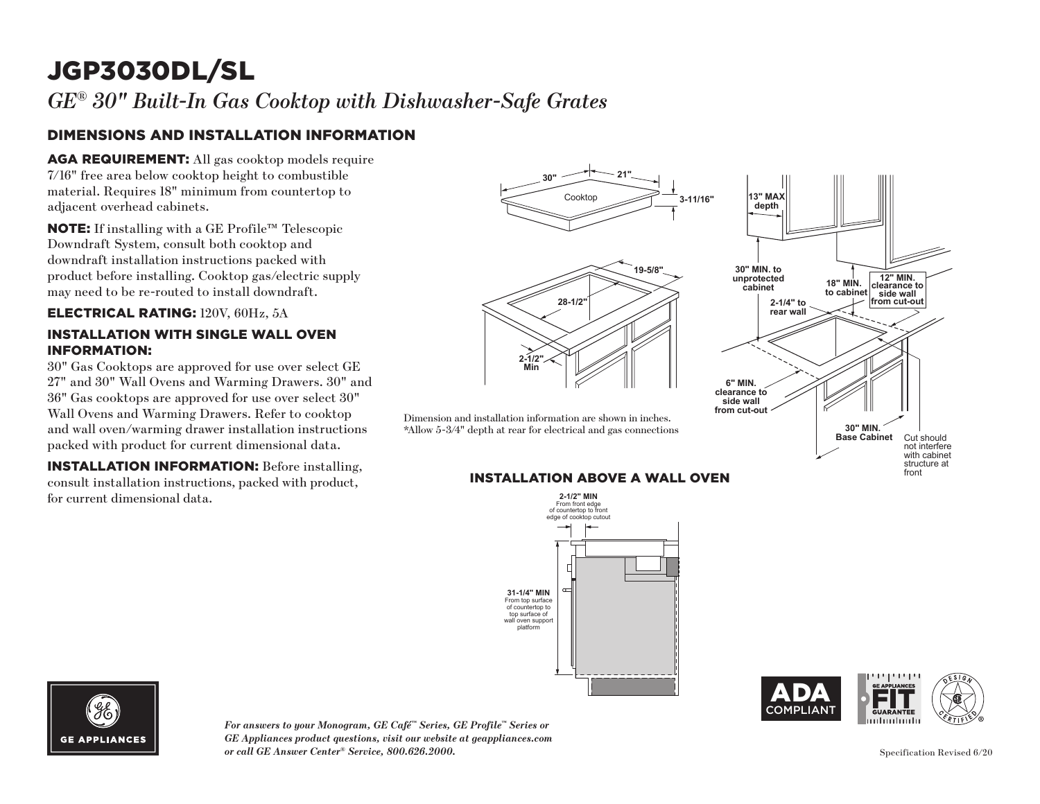# JGP3030DL/SL

*GE® 30" Built-In Gas Cooktop with Dishwasher-Safe Grates*

## DIMENSIONS AND INSTALLATION INFORMATION

**AGA REQUIREMENT:** All gas cooktop models require 7/16" free area below cooktop height to combustible material. Requires 18" minimum from countertop to adjacent overhead cabinets.

**NOTE:** If installing with a GE Profile™ Telescopic Downdraft System, consult both cooktop and downdraft installation instructions packed with product before installing. Cooktop gas/electric supply may need to be re-routed to install downdraft.

**ELECTRICAL RATING:** 120V, 60Hz, 5A

### INSTALLATION WITH SINGLE WALL OVEN INFORMATION:

30" Gas Cooktops are approved for use over select GE 27" and 30" Wall Ovens and Warming Drawers. 30" and 36" Gas cooktops are approved for use over select 30" Wall Ovens and Warming Drawers. Refer to cooktop and wall oven/warming drawer installation instructions packed with product for current dimensional data.

**INSTALLATION INFORMATION:** Before installing, consult installation instructions, packed with product, for current dimensional data.

30" 21" Cooktop 3-11/16"

19-5/8" 28-1/2" 2-1/2" Min

13" MAX depth

30" MIN. to unprotected cabinet

18" MIN. to cabinet

12" MIN. clearance to side wall from cut-out

2-1/4" to rear wall

6" MIN. clearance to side wall from cut-out

30" MIN. Base Cabinet

Cut should not interfere with cabinet structure at front

Dimension and installation information are shown in inches.
*Allow 5-3/4" depth at rear for electrical and gas connections

### INSTALLATION ABOVE A WALL OVEN

**2-1/2" MIN** From front edge of countertop to front edge of cooktop cutout

**31-1/4" MIN** From top surface of countertop to top surface of wall oven support platform

ADA COMPLIANT

GE APPLIANCES FIT GUARANTEE

DESIGN CERTIFIED

GE APPLIANCES

*For answers to your Monogram, GE Café™ Series, GE Profile™ Series or GE Appliances product questions, visit our website at geappliances.com or call GE Answer Center® Service, 800.626.2000.*

Specification Revised 6/20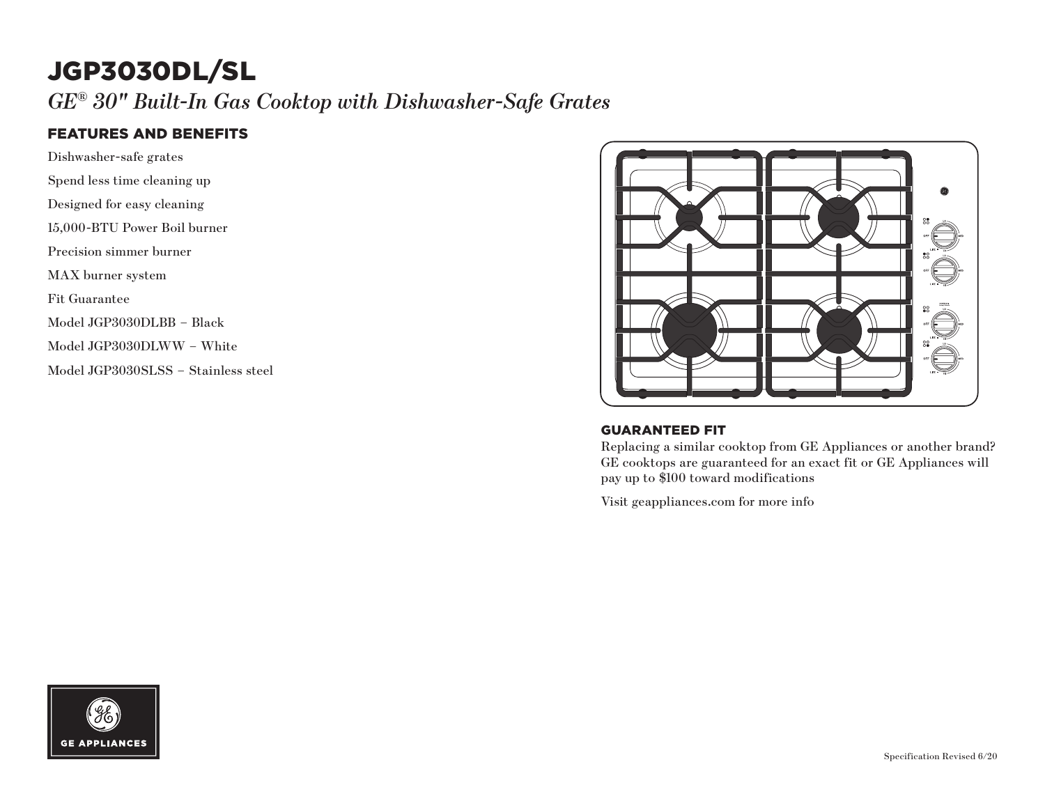# JGP3030DL/SL

*GE® 30" Built-In Gas Cooktop with Dishwasher-Safe Grates*

## FEATURES AND BENEFITS

Dishwasher-safe grates

Spend less time cleaning up

Designed for easy cleaning

15,000-BTU Power Boil burner

Precision simmer burner

MAX burner system

Fit Guarantee

Model JGP3030DLBB – Black

Model JGP3030DLWW – White

Model JGP3030SLSS – Stainless steel

## GUARANTEED FIT

Replacing a similar cooktop from GE Appliances or another brand? GE cooktops are guaranteed for an exact fit or GE Appliances will pay up to $100 toward modifications

Visit geappliances.com for more info

GE APPLIANCES

Specification Revised 6/20